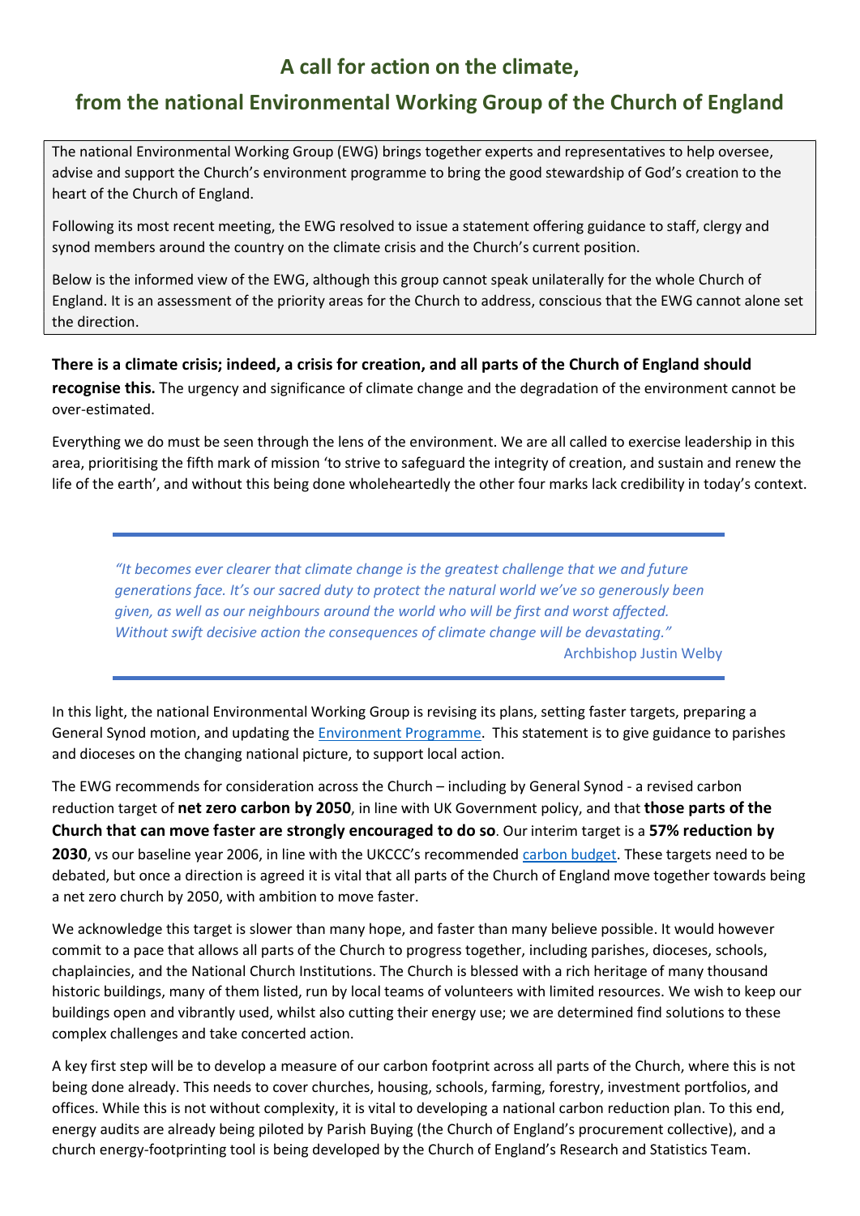# A call for action on the climate,

# from the national Environmental Working Group of the Church of England

The national Environmental Working Group (EWG) brings together experts and representatives to help oversee, advise and support the Church's environment programme to bring the good stewardship of God's creation to the heart of the Church of England.

Following its most recent meeting, the EWG resolved to issue a statement offering guidance to staff, clergy and synod members around the country on the climate crisis and the Church's current position.

Below is the informed view of the EWG, although this group cannot speak unilaterally for the whole Church of England. It is an assessment of the priority areas for the Church to address, conscious that the EWG cannot alone set the direction.

**There is a climate crisis; indeed, a crisis for creation, and all parts of the Church of England should recognise this.** The urgency and significance of climate change and the degradation of the environment cannot be over-estimated.

Everything we do must be seen through the lens of the environment. We are all called to exercise leadership in this area, prioritising the fifth mark of mission 'to strive to safeguard the integrity of creation, and sustain and renew the life of the earth', and without this being done wholeheartedly the other four marks lack credibility in today's context.

> *"It becomes ever clearer that climate change is the greatest challenge that we and future generations face. It's our sacred duty to protect the natural world we've so generously been given, as well as our neighbours around the world who will be first and worst affected. Without swift decisive action the consequences of climate change will be devastating."*
>
> Archbishop Justin Welby

In this light, the national Environmental Working Group is revising its plans, setting faster targets, preparing a General Synod motion, and updating the Environment Programme. This statement is to give guidance to parishes and dioceses on the changing national picture, to support local action.

The EWG recommends for consideration across the Church – including by General Synod - a revised carbon reduction target of **net zero carbon by 2050**, in line with UK Government policy, and that **those parts of the Church that can move faster are strongly encouraged to do so**. Our interim target is a **57% reduction by 2030**, vs our baseline year 2006, in line with the UKCCC's recommended carbon budget. These targets need to be debated, but once a direction is agreed it is vital that all parts of the Church of England move together towards being a net zero church by 2050, with ambition to move faster.

We acknowledge this target is slower than many hope, and faster than many believe possible. It would however commit to a pace that allows all parts of the Church to progress together, including parishes, dioceses, schools, chaplaincies, and the National Church Institutions. The Church is blessed with a rich heritage of many thousand historic buildings, many of them listed, run by local teams of volunteers with limited resources. We wish to keep our buildings open and vibrantly used, whilst also cutting their energy use; we are determined find solutions to these complex challenges and take concerted action.

A key first step will be to develop a measure of our carbon footprint across all parts of the Church, where this is not being done already. This needs to cover churches, housing, schools, farming, forestry, investment portfolios, and offices. While this is not without complexity, it is vital to developing a national carbon reduction plan. To this end, energy audits are already being piloted by Parish Buying (the Church of England's procurement collective), and a church energy-footprinting tool is being developed by the Church of England's Research and Statistics Team.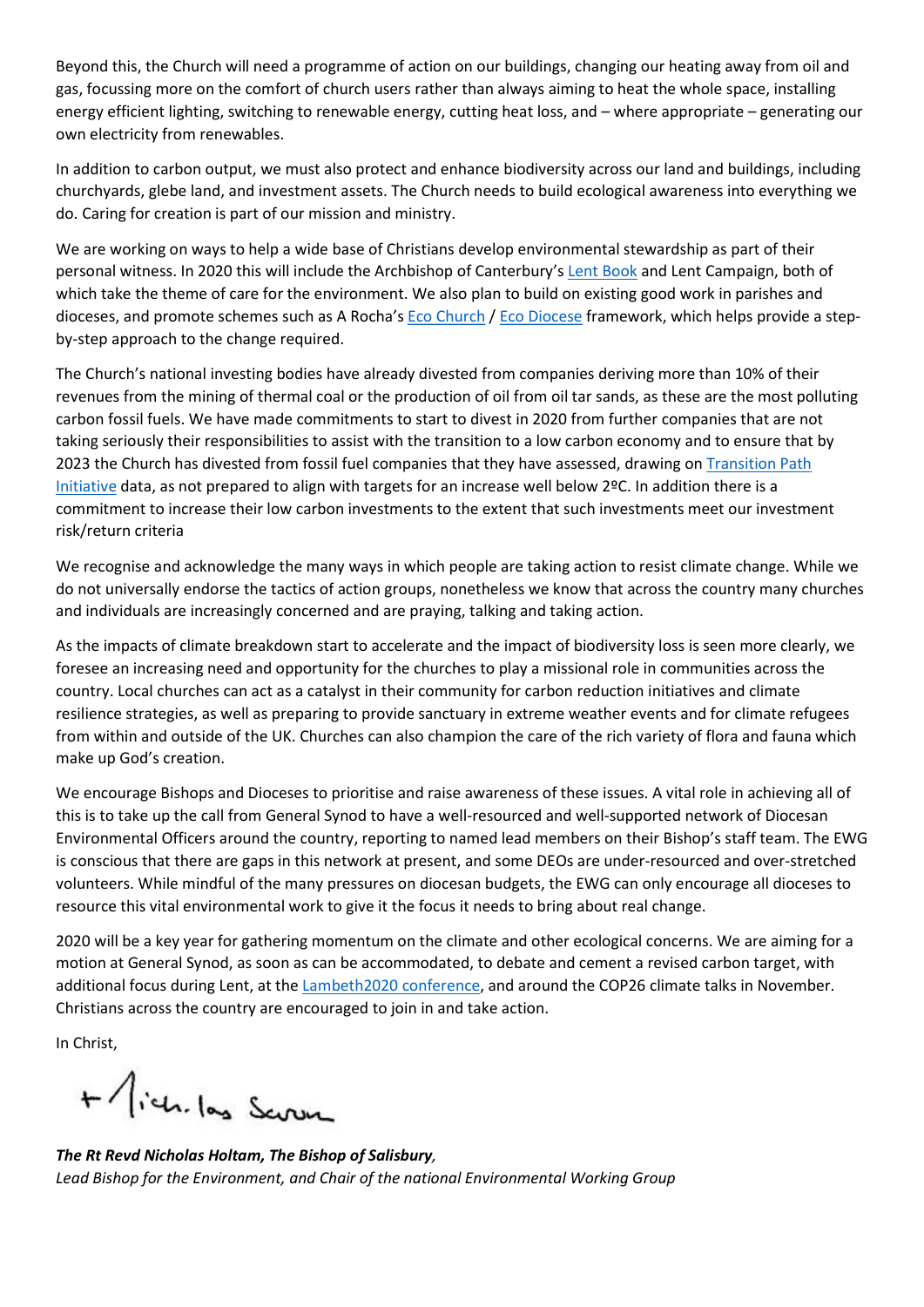Beyond this, the Church will need a programme of action on our buildings, changing our heating away from oil and gas, focussing more on the comfort of church users rather than always aiming to heat the whole space, installing energy efficient lighting, switching to renewable energy, cutting heat loss, and – where appropriate – generating our own electricity from renewables.

In addition to carbon output, we must also protect and enhance biodiversity across our land and buildings, including churchyards, glebe land, and investment assets. The Church needs to build ecological awareness into everything we do. Caring for creation is part of our mission and ministry.

We are working on ways to help a wide base of Christians develop environmental stewardship as part of their personal witness. In 2020 this will include the Archbishop of Canterbury's Lent Book and Lent Campaign, both of which take the theme of care for the environment. We also plan to build on existing good work in parishes and dioceses, and promote schemes such as A Rocha's Eco Church / Eco Diocese framework, which helps provide a step-by-step approach to the change required.

The Church's national investing bodies have already divested from companies deriving more than 10% of their revenues from the mining of thermal coal or the production of oil from oil tar sands, as these are the most polluting carbon fossil fuels. We have made commitments to start to divest in 2020 from further companies that are not taking seriously their responsibilities to assist with the transition to a low carbon economy and to ensure that by 2023 the Church has divested from fossil fuel companies that they have assessed, drawing on Transition Path Initiative data, as not prepared to align with targets for an increase well below 2ºC. In addition there is a commitment to increase their low carbon investments to the extent that such investments meet our investment risk/return criteria

We recognise and acknowledge the many ways in which people are taking action to resist climate change. While we do not universally endorse the tactics of action groups, nonetheless we know that across the country many churches and individuals are increasingly concerned and are praying, talking and taking action.

As the impacts of climate breakdown start to accelerate and the impact of biodiversity loss is seen more clearly, we foresee an increasing need and opportunity for the churches to play a missional role in communities across the country. Local churches can act as a catalyst in their community for carbon reduction initiatives and climate resilience strategies, as well as preparing to provide sanctuary in extreme weather events and for climate refugees from within and outside of the UK. Churches can also champion the care of the rich variety of flora and fauna which make up God's creation.

We encourage Bishops and Dioceses to prioritise and raise awareness of these issues. A vital role in achieving all of this is to take up the call from General Synod to have a well-resourced and well-supported network of Diocesan Environmental Officers around the country, reporting to named lead members on their Bishop's staff team. The EWG is conscious that there are gaps in this network at present, and some DEOs are under-resourced and over-stretched volunteers. While mindful of the many pressures on diocesan budgets, the EWG can only encourage all dioceses to resource this vital environmental work to give it the focus it needs to bring about real change.

2020 will be a key year for gathering momentum on the climate and other ecological concerns. We are aiming for a motion at General Synod, as soon as can be accommodated, to debate and cement a revised carbon target, with additional focus during Lent, at the Lambeth2020 conference, and around the COP26 climate talks in November. Christians across the country are encouraged to join in and take action.

In Christ,

+ Nicholas Sarum

***The Rt Revd Nicholas Holtam, The Bishop of Salisbury,***
*Lead Bishop for the Environment, and Chair of the national Environmental Working Group*